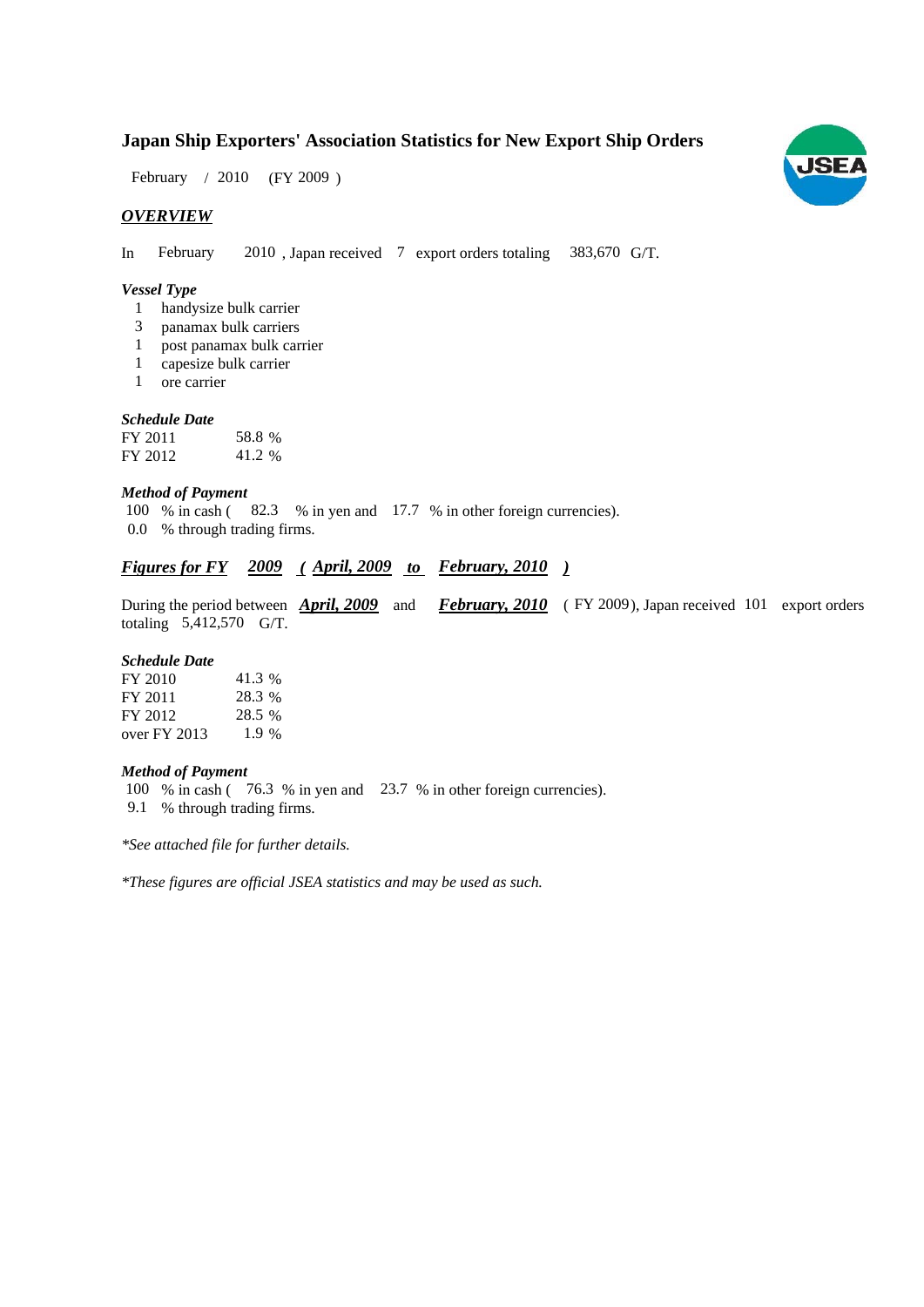# Japan Ship Exporters' Association Statistics for New Export Ship Orders

February / 2010 (FY 2009 )

## *OVERVIEW*

In February 2010 , Japan received 7 export orders totaling 383,670 G/T.

### *Vessel Type*

1 handysize bulk carrier
3 panamax bulk carriers
1 post panamax bulk carrier
1 capesize bulk carrier
1 ore carrier

### *Schedule Date*

| | |
|---|---|
| FY 2011 | 58.8 % |
| FY 2012 | 41.2 % |

### *Method of Payment*

100 % in cash ( 82.3 % in yen and 17.7 % in other foreign currencies).
0.0 % through trading firms.

## *Figures for FY 2009 ( April, 2009 to February, 2010 )*

During the period between ***April, 2009*** and ***February, 2010*** ( FY 2009), Japan received 101 export orders totaling 5,412,570 G/T.

### *Schedule Date*

| | |
|---|---|
| FY 2010 | 41.3 % |
| FY 2011 | 28.3 % |
| FY 2012 | 28.5 % |
| over FY 2013 | 1.9 % |

### *Method of Payment*

100 % in cash ( 76.3 % in yen and 23.7 % in other foreign currencies).
9.1 % through trading firms.

*\*See attached file for further details.*

*\*These figures are official JSEA statistics and may be used as such.*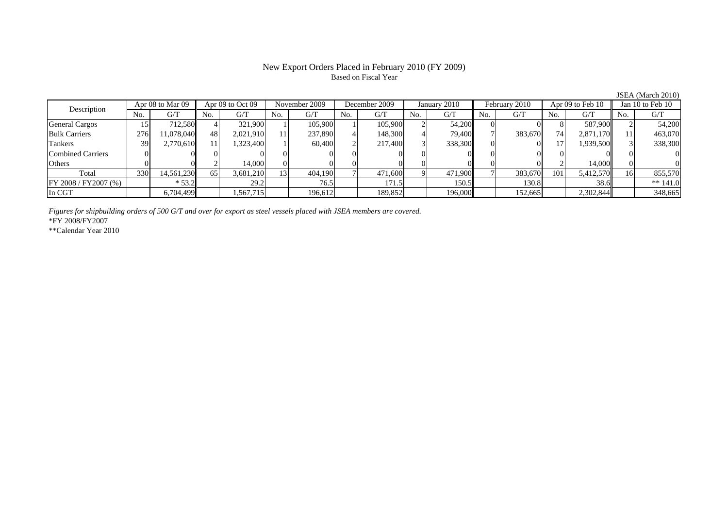# New Export Orders Placed in February 2010 (FY 2009)

Based on Fiscal Year

JSEA (March 2010)

| Description | Apr 08 to Mar 09 | | Apr 09 to Oct 09 | | November 2009 | | December 2009 | | January 2010 | | February 2010 | | Apr 09 to Feb 10 | | Jan 10 to Feb 10 | |
|---|---|---|---|---|---|---|---|---|---|---|---|---|---|---|---|---|
| | No. | G/T | No. | G/T | No. | G/T | No. | G/T | No. | G/T | No. | G/T | No. | G/T | No. | G/T |
| General Cargos | 15 | 712,580 | 4 | 321,900 | 1 | 105,900 | 1 | 105,900 | 2 | 54,200 | 0 | 0 | 8 | 587,900 | 2 | 54,200 |
| Bulk Carriers | 276 | 11,078,040 | 48 | 2,021,910 | 11 | 237,890 | 4 | 148,300 | 4 | 79,400 | 7 | 383,670 | 74 | 2,871,170 | 11 | 463,070 |
| Tankers | 39 | 2,770,610 | 11 | 1,323,400 | 1 | 60,400 | 2 | 217,400 | 3 | 338,300 | 0 | 0 | 17 | 1,939,500 | 3 | 338,300 |
| Combined Carriers | 0 | 0 | 0 | 0 | 0 | 0 | 0 | 0 | 0 | 0 | 0 | 0 | 0 | 0 | 0 | 0 |
| Others | 0 | 0 | 2 | 14,000 | 0 | 0 | 0 | 0 | 0 | 0 | 0 | 0 | 2 | 14,000 | 0 | 0 |
| Total | 330 | 14,561,230 | 65 | 3,681,210 | 13 | 404,190 | 7 | 471,600 | 9 | 471,900 | 7 | 383,670 | 101 | 5,412,570 | 16 | 855,570 |
| FY 2008 / FY2007 (%) | | * 53.2 | | 29.2 | | 76.5 | | 171.5 | | 150.5 | | 130.8 | | 38.6 | | ** 141.0 |
| In CGT | | 6,704,499 | | 1,567,715 | | 196,612 | | 189,852 | | 196,000 | | 152,665 | | 2,302,844 | | 348,665 |

*Figures for shipbuilding orders of 500 G/T and over for export as steel vessels placed with JSEA members are covered.*

*FY 2008/FY2007

**Calendar Year 2010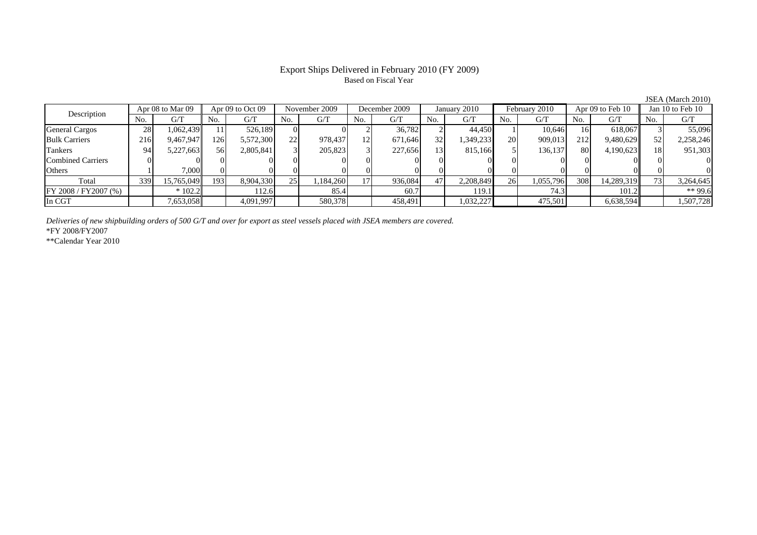# Export Ships Delivered in February 2010 (FY 2009)

Based on Fiscal Year

JSEA (March 2010)

| Description | Apr 08 to Mar 09 | | Apr 09 to Oct 09 | | November 2009 | | December 2009 | | January 2010 | | February 2010 | | Apr 09 to Feb 10 | | Jan 10 to Feb 10 | |
|---|---|---|---|---|---|---|---|---|---|---|---|---|---|---|---|---|
| | No. | G/T | No. | G/T | No. | G/T | No. | G/T | No. | G/T | No. | G/T | No. | G/T | No. | G/T |
| General Cargos | 28 | 1,062,439 | 11 | 526,189 | 0 | 0 | 2 | 36,782 | 2 | 44,450 | 1 | 10,646 | 16 | 618,067 | 3 | 55,096 |
| Bulk Carriers | 216 | 9,467,947 | 126 | 5,572,300 | 22 | 978,437 | 12 | 671,646 | 32 | 1,349,233 | 20 | 909,013 | 212 | 9,480,629 | 52 | 2,258,246 |
| Tankers | 94 | 5,227,663 | 56 | 2,805,841 | 3 | 205,823 | 3 | 227,656 | 13 | 815,166 | 5 | 136,137 | 80 | 4,190,623 | 18 | 951,303 |
| Combined Carriers | 0 | 0 | 0 | 0 | 0 | 0 | 0 | 0 | 0 | 0 | 0 | 0 | 0 | 0 | 0 | 0 |
| Others | 1 | 7,000 | 0 | 0 | 0 | 0 | 0 | 0 | 0 | 0 | 0 | 0 | 0 | 0 | 0 | 0 |
| Total | 339 | 15,765,049 | 193 | 8,904,330 | 25 | 1,184,260 | 17 | 936,084 | 47 | 2,208,849 | 26 | 1,055,796 | 308 | 14,289,319 | 73 | 3,264,645 |
| FY 2008 / FY2007 (%) | | * 102.2 | | 112.6 | | 85.4 | | 60.7 | | 119.1 | | 74.3 | | 101.2 | | ** 99.6 |
| In CGT | | 7,653,058 | | 4,091,997 | | 580,378 | | 458,491 | | 1,032,227 | | 475,501 | | 6,638,594 | | 1,507,728 |

*Deliveries of new shipbuilding orders of 500 G/T and over for export as steel vessels placed with JSEA members are covered.*

*FY 2008/FY2007

**Calendar Year 2010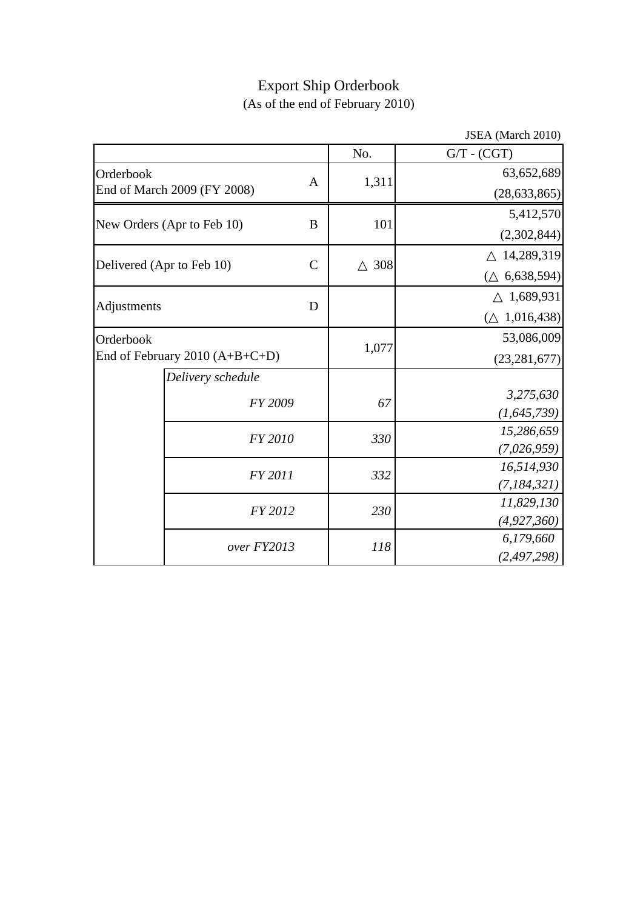# Export Ship Orderbook

(As of the end of February 2010)

JSEA (March 2010)

| | | | No. | G/T - (CGT) |
|---|---|---|---|---|
| Orderbook<br>End of March 2009 (FY 2008) | | A | 1,311 | 63,652,689<br>(28,633,865) |
| New Orders (Apr to Feb 10) | | B | 101 | 5,412,570<br>(2,302,844) |
| Delivered (Apr to Feb 10) | | C | △ 308 | △ 14,289,319<br>(△ 6,638,594) |
| Adjustments | | D | | △ 1,689,931<br>(△ 1,016,438) |
| Orderbook<br>End of February 2010 (A+B+C+D) | | | 1,077 | 53,086,009<br>(23,281,677) |
| | *Delivery schedule* | | | |
| | *FY 2009* | | *67* | *3,275,630*<br>*(1,645,739)* |
| | *FY 2010* | | *330* | *15,286,659*<br>*(7,026,959)* |
| | *FY 2011* | | *332* | *16,514,930*<br>*(7,184,321)* |
| | *FY 2012* | | *230* | *11,829,130*<br>*(4,927,360)* |
| | *over FY2013* | | *118* | *6,179,660*<br>*(2,497,298)* |